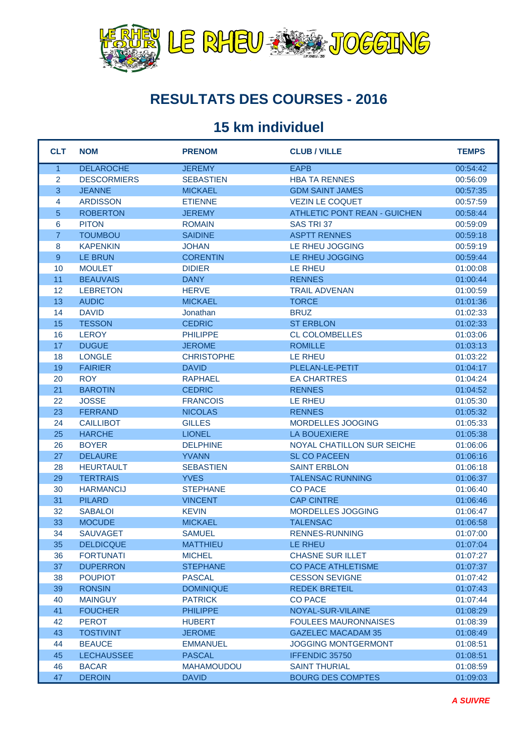# RESULTATS DES COURSES - 2016

## 15 km individuel

| CLT | NOM | PRENOM | CLUB / VILLE | TEMPS |
|---|---|---|---|---|
| 1 | DELAROCHE | JEREMY | EAPB | 00:54:42 |
| 2 | DESCORMIERS | SEBASTIEN | HBA TA RENNES | 00:56:09 |
| 3 | JEANNE | MICKAEL | GDM SAINT JAMES | 00:57:35 |
| 4 | ARDISSON | ETIENNE | VEZIN LE COQUET | 00:57:59 |
| 5 | ROBERTON | JEREMY | ATHLETIC PONT REAN - GUICHEN | 00:58:44 |
| 6 | PITON | ROMAIN | SAS TRI 37 | 00:59:09 |
| 7 | TOUMBOU | SAIDINE | ASPTT RENNES | 00:59:18 |
| 8 | KAPENKIN | JOHAN | LE RHEU JOGGING | 00:59:19 |
| 9 | LE BRUN | CORENTIN | LE RHEU JOGGING | 00:59:44 |
| 10 | MOULET | DIDIER | LE RHEU | 01:00:08 |
| 11 | BEAUVAIS | DANY | RENNES | 01:00:44 |
| 12 | LEBRETON | HERVE | TRAIL ADVENAN | 01:00:59 |
| 13 | AUDIC | MICKAEL | TORCE | 01:01:36 |
| 14 | DAVID | Jonathan | BRUZ | 01:02:33 |
| 15 | TESSON | CEDRIC | ST ERBLON | 01:02:33 |
| 16 | LEROY | PHILIPPE | CL COLOMBELLES | 01:03:06 |
| 17 | DUGUE | JEROME | ROMILLE | 01:03:13 |
| 18 | LONGLE | CHRISTOPHE | LE RHEU | 01:03:22 |
| 19 | FAIRIER | DAVID | PLELAN-LE-PETIT | 01:04:17 |
| 20 | ROY | RAPHAEL | EA CHARTRES | 01:04:24 |
| 21 | BAROTIN | CEDRIC | RENNES | 01:04:52 |
| 22 | JOSSE | FRANCOIS | LE RHEU | 01:05:30 |
| 23 | FERRAND | NICOLAS | RENNES | 01:05:32 |
| 24 | CAILLIBOT | GILLES | MORDELLES JOOGING | 01:05:33 |
| 25 | HARCHE | LIONEL | LA BOUEXIERE | 01:05:38 |
| 26 | BOYER | DELPHINE | NOYAL CHATILLON SUR SEICHE | 01:06:06 |
| 27 | DELAURE | YVANN | SL CO PACEEN | 01:06:16 |
| 28 | HEURTAULT | SEBASTIEN | SAINT ERBLON | 01:06:18 |
| 29 | TERTRAIS | YVES | TALENSAC RUNNING | 01:06:37 |
| 30 | HARMANCIJ | STEPHANE | CO PACE | 01:06:40 |
| 31 | PILARD | VINCENT | CAP CINTRE | 01:06:46 |
| 32 | SABALOI | KEVIN | MORDELLES JOGGING | 01:06:47 |
| 33 | MOCUDE | MICKAEL | TALENSAC | 01:06:58 |
| 34 | SAUVAGET | SAMUEL | RENNES-RUNNING | 01:07:00 |
| 35 | DELDICQUE | MATTHIEU | LE RHEU | 01:07:04 |
| 36 | FORTUNATI | MICHEL | CHASNE SUR ILLET | 01:07:27 |
| 37 | DUPERRON | STEPHANE | CO PACE ATHLETISME | 01:07:37 |
| 38 | POUPIOT | PASCAL | CESSON SEVIGNE | 01:07:42 |
| 39 | RONSIN | DOMINIQUE | REDEK BRETEIL | 01:07:43 |
| 40 | MAINGUY | PATRICK | CO PACE | 01:07:44 |
| 41 | FOUCHER | PHILIPPE | NOYAL-SUR-VILAINE | 01:08:29 |
| 42 | PEROT | HUBERT | FOULEES MAURONNAISES | 01:08:39 |
| 43 | TOSTIVINT | JEROME | GAZELEC MACADAM 35 | 01:08:49 |
| 44 | BEAUCE | EMMANUEL | JOGGING MONTGERMONT | 01:08:51 |
| 45 | LECHAUSSEE | PASCAL | IFFENDIC 35750 | 01:08:51 |
| 46 | BACAR | MAHAMOUDOU | SAINT THURIAL | 01:08:59 |
| 47 | DEROIN | DAVID | BOURG DES COMPTES | 01:09:03 |

***A SUIVRE***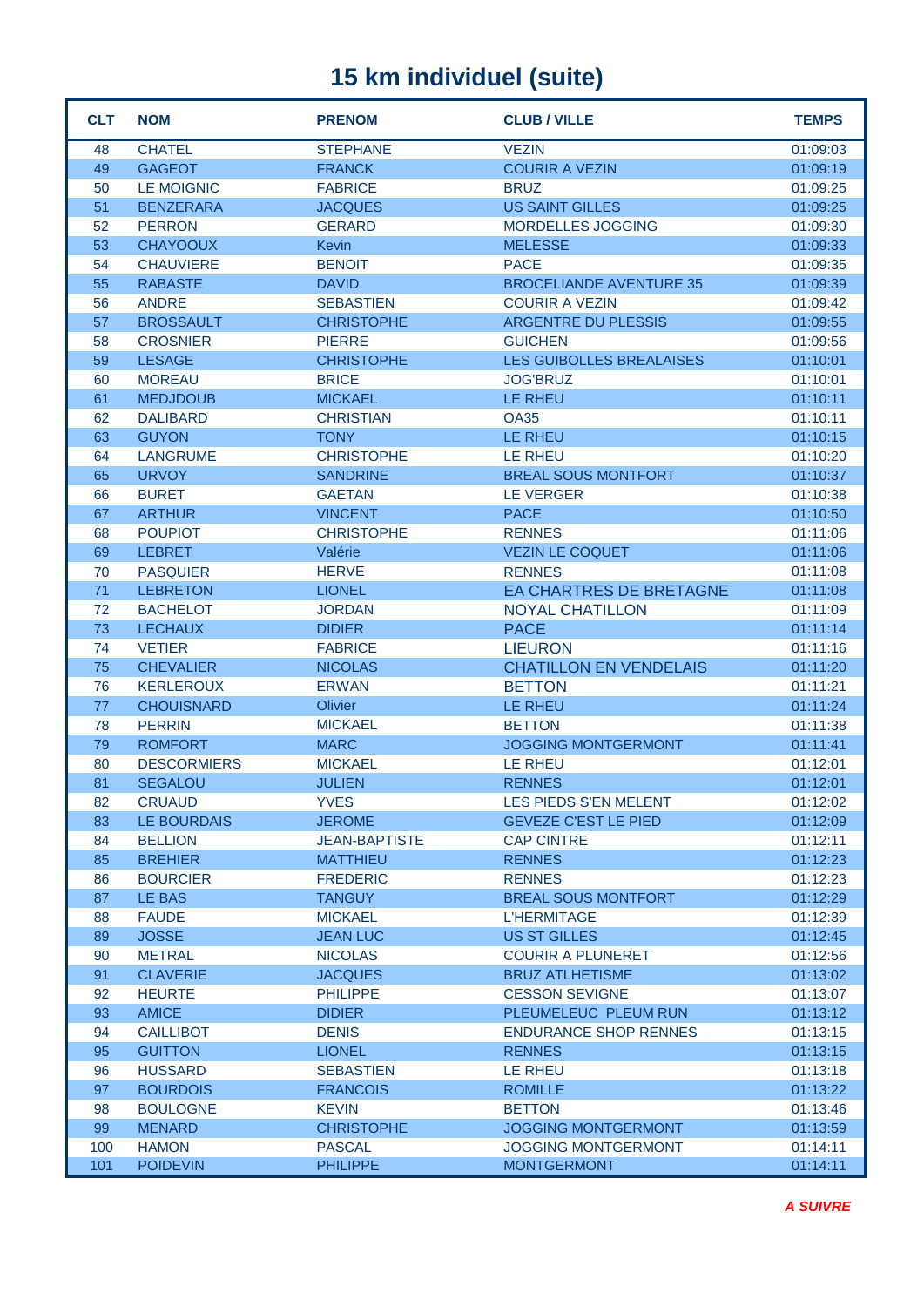# 15 km individuel (suite)

| CLT | NOM | PRENOM | CLUB / VILLE | TEMPS |
|---|---|---|---|---|
| 48 | CHATEL | STEPHANE | VEZIN | 01:09:03 |
| 49 | GAGEOT | FRANCK | COURIR A VEZIN | 01:09:19 |
| 50 | LE MOIGNIC | FABRICE | BRUZ | 01:09:25 |
| 51 | BENZERARA | JACQUES | US SAINT GILLES | 01:09:25 |
| 52 | PERRON | GERARD | MORDELLES JOGGING | 01:09:30 |
| 53 | CHAYOOUX | Kevin | MELESSE | 01:09:33 |
| 54 | CHAUVIERE | BENOIT | PACE | 01:09:35 |
| 55 | RABASTE | DAVID | BROCELIANDE AVENTURE 35 | 01:09:39 |
| 56 | ANDRE | SEBASTIEN | COURIR A VEZIN | 01:09:42 |
| 57 | BROSSAULT | CHRISTOPHE | ARGENTRE DU PLESSIS | 01:09:55 |
| 58 | CROSNIER | PIERRE | GUICHEN | 01:09:56 |
| 59 | LESAGE | CHRISTOPHE | LES GUIBOLLES BREALAISES | 01:10:01 |
| 60 | MOREAU | BRICE | JOG'BRUZ | 01:10:01 |
| 61 | MEDJDOUB | MICKAEL | LE RHEU | 01:10:11 |
| 62 | DALIBARD | CHRISTIAN | OA35 | 01:10:11 |
| 63 | GUYON | TONY | LE RHEU | 01:10:15 |
| 64 | LANGRUME | CHRISTOPHE | LE RHEU | 01:10:20 |
| 65 | URVOY | SANDRINE | BREAL SOUS MONTFORT | 01:10:37 |
| 66 | BURET | GAETAN | LE VERGER | 01:10:38 |
| 67 | ARTHUR | VINCENT | PACE | 01:10:50 |
| 68 | POUPIOT | CHRISTOPHE | RENNES | 01:11:06 |
| 69 | LEBRET | Valérie | VEZIN LE COQUET | 01:11:06 |
| 70 | PASQUIER | HERVE | RENNES | 01:11:08 |
| 71 | LEBRETON | LIONEL | EA CHARTRES DE BRETAGNE | 01:11:08 |
| 72 | BACHELOT | JORDAN | NOYAL CHATILLON | 01:11:09 |
| 73 | LECHAUX | DIDIER | PACE | 01:11:14 |
| 74 | VETIER | FABRICE | LIEURON | 01:11:16 |
| 75 | CHEVALIER | NICOLAS | CHATILLON EN VENDELAIS | 01:11:20 |
| 76 | KERLEROUX | ERWAN | BETTON | 01:11:21 |
| 77 | CHOUISNARD | Olivier | LE RHEU | 01:11:24 |
| 78 | PERRIN | MICKAEL | BETTON | 01:11:38 |
| 79 | ROMFORT | MARC | JOGGING MONTGERMONT | 01:11:41 |
| 80 | DESCORMIERS | MICKAEL | LE RHEU | 01:12:01 |
| 81 | SEGALOU | JULIEN | RENNES | 01:12:01 |
| 82 | CRUAUD | YVES | LES PIEDS S'EN MELENT | 01:12:02 |
| 83 | LE BOURDAIS | JEROME | GEVEZE C'EST LE PIED | 01:12:09 |
| 84 | BELLION | JEAN-BAPTISTE | CAP CINTRE | 01:12:11 |
| 85 | BREHIER | MATTHIEU | RENNES | 01:12:23 |
| 86 | BOURCIER | FREDERIC | RENNES | 01:12:23 |
| 87 | LE BAS | TANGUY | BREAL SOUS MONTFORT | 01:12:29 |
| 88 | FAUDE | MICKAEL | L'HERMITAGE | 01:12:39 |
| 89 | JOSSE | JEAN LUC | US ST GILLES | 01:12:45 |
| 90 | METRAL | NICOLAS | COURIR A PLUNERET | 01:12:56 |
| 91 | CLAVERIE | JACQUES | BRUZ ATLHETISME | 01:13:02 |
| 92 | HEURTE | PHILIPPE | CESSON SEVIGNE | 01:13:07 |
| 93 | AMICE | DIDIER | PLEUMELEUC PLEUM RUN | 01:13:12 |
| 94 | CAILLIBOT | DENIS | ENDURANCE SHOP RENNES | 01:13:15 |
| 95 | GUITTON | LIONEL | RENNES | 01:13:15 |
| 96 | HUSSARD | SEBASTIEN | LE RHEU | 01:13:18 |
| 97 | BOURDOIS | FRANCOIS | ROMILLE | 01:13:22 |
| 98 | BOULOGNE | KEVIN | BETTON | 01:13:46 |
| 99 | MENARD | CHRISTOPHE | JOGGING MONTGERMONT | 01:13:59 |
| 100 | HAMON | PASCAL | JOGGING MONTGERMONT | 01:14:11 |
| 101 | POIDEVIN | PHILIPPE | MONTGERMONT | 01:14:11 |

***A SUIVRE***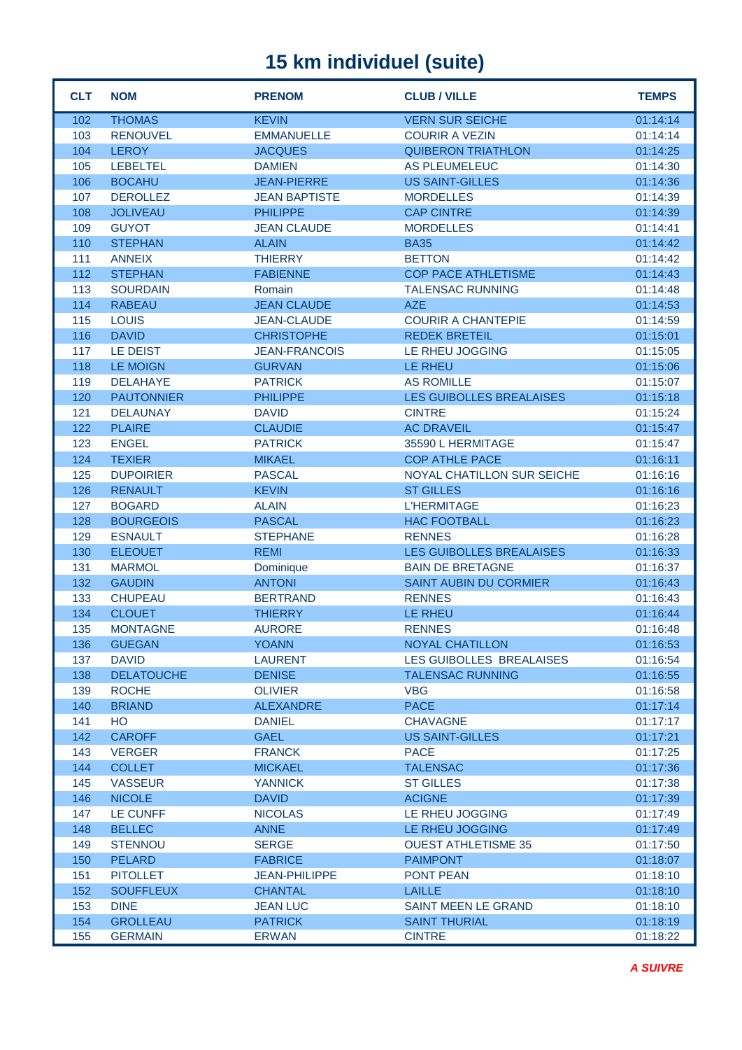# 15 km individuel (suite)

| CLT | NOM | PRENOM | CLUB / VILLE | TEMPS |
|---|---|---|---|---|
| 102 | THOMAS | KEVIN | VERN SUR SEICHE | 01:14:14 |
| 103 | RENOUVEL | EMMANUELLE | COURIR A VEZIN | 01:14:14 |
| 104 | LEROY | JACQUES | QUIBERON TRIATHLON | 01:14:25 |
| 105 | LEBELTEL | DAMIEN | AS PLEUMELEUC | 01:14:30 |
| 106 | BOCAHU | JEAN-PIERRE | US SAINT-GILLES | 01:14:36 |
| 107 | DEROLLEZ | JEAN BAPTISTE | MORDELLES | 01:14:39 |
| 108 | JOLIVEAU | PHILIPPE | CAP CINTRE | 01:14:39 |
| 109 | GUYOT | JEAN CLAUDE | MORDELLES | 01:14:41 |
| 110 | STEPHAN | ALAIN | BA35 | 01:14:42 |
| 111 | ANNEIX | THIERRY | BETTON | 01:14:42 |
| 112 | STEPHAN | FABIENNE | COP PACE ATHLETISME | 01:14:43 |
| 113 | SOURDAIN | Romain | TALENSAC RUNNING | 01:14:48 |
| 114 | RABEAU | JEAN CLAUDE | AZE | 01:14:53 |
| 115 | LOUIS | JEAN-CLAUDE | COURIR A CHANTEPIE | 01:14:59 |
| 116 | DAVID | CHRISTOPHE | REDEK BRETEIL | 01:15:01 |
| 117 | LE DEIST | JEAN-FRANCOIS | LE RHEU JOGGING | 01:15:05 |
| 118 | LE MOIGN | GURVAN | LE RHEU | 01:15:06 |
| 119 | DELAHAYE | PATRICK | AS ROMILLE | 01:15:07 |
| 120 | PAUTONNIER | PHILIPPE | LES GUIBOLLES BREALAISES | 01:15:18 |
| 121 | DELAUNAY | DAVID | CINTRE | 01:15:24 |
| 122 | PLAIRE | CLAUDIE | AC DRAVEIL | 01:15:47 |
| 123 | ENGEL | PATRICK | 35590 L HERMITAGE | 01:15:47 |
| 124 | TEXIER | MIKAEL | COP ATHLE PACE | 01:16:11 |
| 125 | DUPOIRIER | PASCAL | NOYAL CHATILLON SUR SEICHE | 01:16:16 |
| 126 | RENAULT | KEVIN | ST GILLES | 01:16:16 |
| 127 | BOGARD | ALAIN | L'HERMITAGE | 01:16:23 |
| 128 | BOURGEOIS | PASCAL | HAC FOOTBALL | 01:16:23 |
| 129 | ESNAULT | STEPHANE | RENNES | 01:16:28 |
| 130 | ELEOUET | REMI | LES GUIBOLLES BREALAISES | 01:16:33 |
| 131 | MARMOL | Dominique | BAIN DE BRETAGNE | 01:16:37 |
| 132 | GAUDIN | ANTONI | SAINT AUBIN DU CORMIER | 01:16:43 |
| 133 | CHUPEAU | BERTRAND | RENNES | 01:16:43 |
| 134 | CLOUET | THIERRY | LE RHEU | 01:16:44 |
| 135 | MONTAGNE | AURORE | RENNES | 01:16:48 |
| 136 | GUEGAN | YOANN | NOYAL CHATILLON | 01:16:53 |
| 137 | DAVID | LAURENT | LES GUIBOLLES  BREALAISES | 01:16:54 |
| 138 | DELATOUCHE | DENISE | TALENSAC RUNNING | 01:16:55 |
| 139 | ROCHE | OLIVIER | VBG | 01:16:58 |
| 140 | BRIAND | ALEXANDRE | PACE | 01:17:14 |
| 141 | HO | DANIEL | CHAVAGNE | 01:17:17 |
| 142 | CAROFF | GAEL | US SAINT-GILLES | 01:17:21 |
| 143 | VERGER | FRANCK | PACE | 01:17:25 |
| 144 | COLLET | MICKAEL | TALENSAC | 01:17:36 |
| 145 | VASSEUR | YANNICK | ST GILLES | 01:17:38 |
| 146 | NICOLE | DAVID | ACIGNE | 01:17:39 |
| 147 | LE CUNFF | NICOLAS | LE RHEU JOGGING | 01:17:49 |
| 148 | BELLEC | ANNE | LE RHEU JOGGING | 01:17:49 |
| 149 | STENNOU | SERGE | OUEST ATHLETISME 35 | 01:17:50 |
| 150 | PELARD | FABRICE | PAIMPONT | 01:18:07 |
| 151 | PITOLLET | JEAN-PHILIPPE | PONT PEAN | 01:18:10 |
| 152 | SOUFFLEUX | CHANTAL | LAILLE | 01:18:10 |
| 153 | DINE | JEAN LUC | SAINT MEEN LE GRAND | 01:18:10 |
| 154 | GROLLEAU | PATRICK | SAINT THURIAL | 01:18:19 |
| 155 | GERMAIN | ERWAN | CINTRE | 01:18:22 |

***A SUIVRE***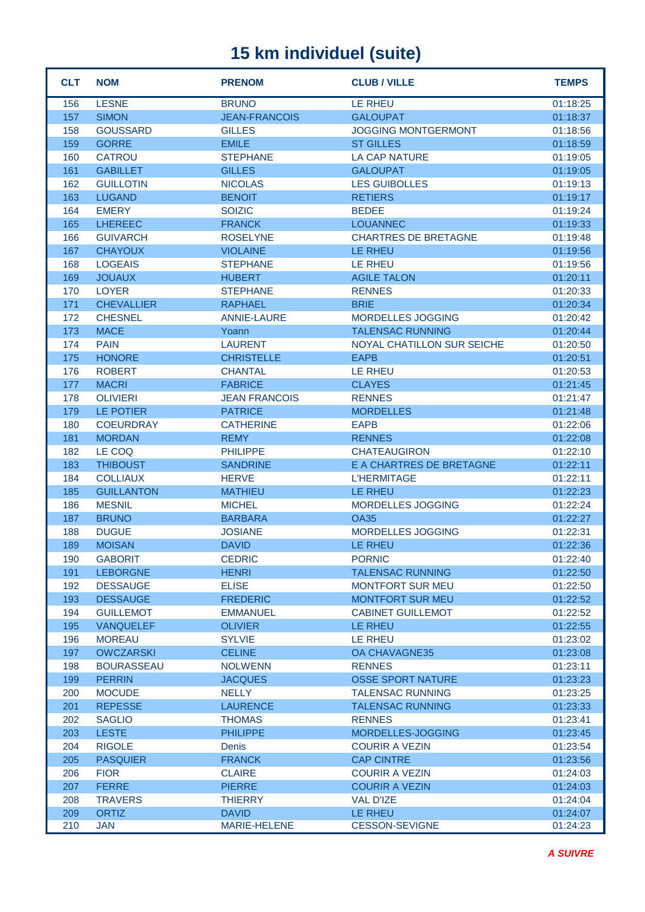# 15 km individuel (suite)

| CLT | NOM | PRENOM | CLUB / VILLE | TEMPS |
|---|---|---|---|---|
| 156 | LESNE | BRUNO | LE RHEU | 01:18:25 |
| 157 | SIMON | JEAN-FRANCOIS | GALOUPAT | 01:18:37 |
| 158 | GOUSSARD | GILLES | JOGGING MONTGERMONT | 01:18:56 |
| 159 | GORRE | EMILE | ST GILLES | 01:18:59 |
| 160 | CATROU | STEPHANE | LA CAP NATURE | 01:19:05 |
| 161 | GABILLET | GILLES | GALOUPAT | 01:19:05 |
| 162 | GUILLOTIN | NICOLAS | LES GUIBOLLES | 01:19:13 |
| 163 | LUGAND | BENOIT | RETIERS | 01:19:17 |
| 164 | EMERY | SOIZIC | BEDEE | 01:19:24 |
| 165 | LHEREEC | FRANCK | LOUANNEC | 01:19:33 |
| 166 | GUIVARCH | ROSELYNE | CHARTRES DE BRETAGNE | 01:19:48 |
| 167 | CHAYOUX | VIOLAINE | LE RHEU | 01:19:56 |
| 168 | LOGEAIS | STEPHANE | LE RHEU | 01:19:56 |
| 169 | JOUAUX | HUBERT | AGILE TALON | 01:20:11 |
| 170 | LOYER | STEPHANE | RENNES | 01:20:33 |
| 171 | CHEVALLIER | RAPHAEL | BRIE | 01:20:34 |
| 172 | CHESNEL | ANNIE-LAURE | MORDELLES JOGGING | 01:20:42 |
| 173 | MACE | Yoann | TALENSAC RUNNING | 01:20:44 |
| 174 | PAIN | LAURENT | NOYAL CHATILLON SUR SEICHE | 01:20:50 |
| 175 | HONORE | CHRISTELLE | EAPB | 01:20:51 |
| 176 | ROBERT | CHANTAL | LE RHEU | 01:20:53 |
| 177 | MACRI | FABRICE | CLAYES | 01:21:45 |
| 178 | OLIVIERI | JEAN FRANCOIS | RENNES | 01:21:47 |
| 179 | LE POTIER | PATRICE | MORDELLES | 01:21:48 |
| 180 | COEURDRAY | CATHERINE | EAPB | 01:22:06 |
| 181 | MORDAN | REMY | RENNES | 01:22:08 |
| 182 | LE COQ | PHILIPPE | CHATEAUGIRON | 01:22:10 |
| 183 | THIBOUST | SANDRINE | E A CHARTRES DE BRETAGNE | 01:22:11 |
| 184 | COLLIAUX | HERVE | L'HERMITAGE | 01:22:11 |
| 185 | GUILLANTON | MATHIEU | LE RHEU | 01:22:23 |
| 186 | MESNIL | MICHEL | MORDELLES JOGGING | 01:22:24 |
| 187 | BRUNO | BARBARA | OA35 | 01:22:27 |
| 188 | DUGUE | JOSIANE | MORDELLES JOGGING | 01:22:31 |
| 189 | MOISAN | DAVID | LE RHEU | 01:22:36 |
| 190 | GABORIT | CEDRIC | PORNIC | 01:22:40 |
| 191 | LEBORGNE | HENRI | TALENSAC RUNNING | 01:22:50 |
| 192 | DESSAUGE | ELISE | MONTFORT SUR MEU | 01:22:50 |
| 193 | DESSAUGE | FREDERIC | MONTFORT SUR MEU | 01:22:52 |
| 194 | GUILLEMOT | EMMANUEL | CABINET GUILLEMOT | 01:22:52 |
| 195 | VANQUELEF | OLIVIER | LE RHEU | 01:22:55 |
| 196 | MOREAU | SYLVIE | LE RHEU | 01:23:02 |
| 197 | OWCZARSKI | CELINE | OA CHAVAGNE35 | 01:23:08 |
| 198 | BOURASSEAU | NOLWENN | RENNES | 01:23:11 |
| 199 | PERRIN | JACQUES | OSSE SPORT NATURE | 01:23:23 |
| 200 | MOCUDE | NELLY | TALENSAC RUNNING | 01:23:25 |
| 201 | REPESSE | LAURENCE | TALENSAC RUNNING | 01:23:33 |
| 202 | SAGLIO | THOMAS | RENNES | 01:23:41 |
| 203 | LESTE | PHILIPPE | MORDELLES-JOGGING | 01:23:45 |
| 204 | RIGOLE | Denis | COURIR A VEZIN | 01:23:54 |
| 205 | PASQUIER | FRANCK | CAP CINTRE | 01:23:56 |
| 206 | FIOR | CLAIRE | COURIR A VEZIN | 01:24:03 |
| 207 | FERRE | PIERRE | COURIR A VEZIN | 01:24:03 |
| 208 | TRAVERS | THIERRY | VAL D'IZE | 01:24:04 |
| 209 | ORTIZ | DAVID | LE RHEU | 01:24:07 |
| 210 | JAN | MARIE-HELENE | CESSON-SEVIGNE | 01:24:23 |

***A SUIVRE***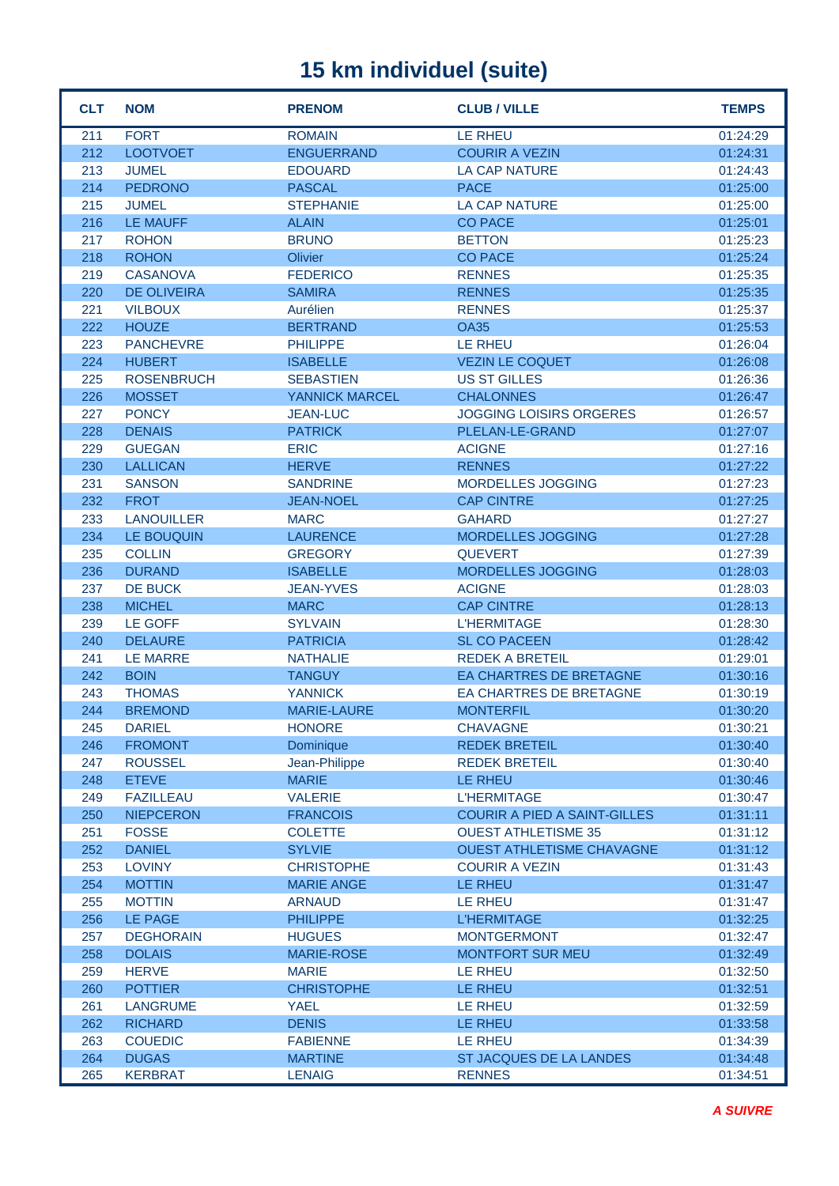# 15 km individuel (suite)

| CLT | NOM | PRENOM | CLUB / VILLE | TEMPS |
|---|---|---|---|---|
| 211 | FORT | ROMAIN | LE RHEU | 01:24:29 |
| 212 | LOOTVOET | ENGUERRAND | COURIR A VEZIN | 01:24:31 |
| 213 | JUMEL | EDOUARD | LA CAP NATURE | 01:24:43 |
| 214 | PEDRONO | PASCAL | PACE | 01:25:00 |
| 215 | JUMEL | STEPHANIE | LA CAP NATURE | 01:25:00 |
| 216 | LE MAUFF | ALAIN | CO PACE | 01:25:01 |
| 217 | ROHON | BRUNO | BETTON | 01:25:23 |
| 218 | ROHON | Olivier | CO PACE | 01:25:24 |
| 219 | CASANOVA | FEDERICO | RENNES | 01:25:35 |
| 220 | DE OLIVEIRA | SAMIRA | RENNES | 01:25:35 |
| 221 | VILBOUX | Aurélien | RENNES | 01:25:37 |
| 222 | HOUZE | BERTRAND | OA35 | 01:25:53 |
| 223 | PANCHEVRE | PHILIPPE | LE RHEU | 01:26:04 |
| 224 | HUBERT | ISABELLE | VEZIN LE COQUET | 01:26:08 |
| 225 | ROSENBRUCH | SEBASTIEN | US ST GILLES | 01:26:36 |
| 226 | MOSSET | YANNICK MARCEL | CHALONNES | 01:26:47 |
| 227 | PONCY | JEAN-LUC | JOGGING LOISIRS ORGERES | 01:26:57 |
| 228 | DENAIS | PATRICK | PLELAN-LE-GRAND | 01:27:07 |
| 229 | GUEGAN | ERIC | ACIGNE | 01:27:16 |
| 230 | LALLICAN | HERVE | RENNES | 01:27:22 |
| 231 | SANSON | SANDRINE | MORDELLES JOGGING | 01:27:23 |
| 232 | FROT | JEAN-NOEL | CAP CINTRE | 01:27:25 |
| 233 | LANOUILLER | MARC | GAHARD | 01:27:27 |
| 234 | LE BOUQUIN | LAURENCE | MORDELLES JOGGING | 01:27:28 |
| 235 | COLLIN | GREGORY | QUEVERT | 01:27:39 |
| 236 | DURAND | ISABELLE | MORDELLES JOGGING | 01:28:03 |
| 237 | DE BUCK | JEAN-YVES | ACIGNE | 01:28:03 |
| 238 | MICHEL | MARC | CAP CINTRE | 01:28:13 |
| 239 | LE GOFF | SYLVAIN | L'HERMITAGE | 01:28:30 |
| 240 | DELAURE | PATRICIA | SL CO PACEEN | 01:28:42 |
| 241 | LE MARRE | NATHALIE | REDEK A BRETEIL | 01:29:01 |
| 242 | BOIN | TANGUY | EA CHARTRES DE BRETAGNE | 01:30:16 |
| 243 | THOMAS | YANNICK | EA CHARTRES DE BRETAGNE | 01:30:19 |
| 244 | BREMOND | MARIE-LAURE | MONTERFIL | 01:30:20 |
| 245 | DARIEL | HONORE | CHAVAGNE | 01:30:21 |
| 246 | FROMONT | Dominique | REDEK BRETEIL | 01:30:40 |
| 247 | ROUSSEL | Jean-Philippe | REDEK BRETEIL | 01:30:40 |
| 248 | ETEVE | MARIE | LE RHEU | 01:30:46 |
| 249 | FAZILLEAU | VALERIE | L'HERMITAGE | 01:30:47 |
| 250 | NIEPCERON | FRANCOIS | COURIR A PIED A SAINT-GILLES | 01:31:11 |
| 251 | FOSSE | COLETTE | OUEST ATHLETISME 35 | 01:31:12 |
| 252 | DANIEL | SYLVIE | OUEST ATHLETISME CHAVAGNE | 01:31:12 |
| 253 | LOVINY | CHRISTOPHE | COURIR A VEZIN | 01:31:43 |
| 254 | MOTTIN | MARIE ANGE | LE RHEU | 01:31:47 |
| 255 | MOTTIN | ARNAUD | LE RHEU | 01:31:47 |
| 256 | LE PAGE | PHILIPPE | L'HERMITAGE | 01:32:25 |
| 257 | DEGHORAIN | HUGUES | MONTGERMONT | 01:32:47 |
| 258 | DOLAIS | MARIE-ROSE | MONTFORT SUR MEU | 01:32:49 |
| 259 | HERVE | MARIE | LE RHEU | 01:32:50 |
| 260 | POTTIER | CHRISTOPHE | LE RHEU | 01:32:51 |
| 261 | LANGRUME | YAEL | LE RHEU | 01:32:59 |
| 262 | RICHARD | DENIS | LE RHEU | 01:33:58 |
| 263 | COUEDIC | FABIENNE | LE RHEU | 01:34:39 |
| 264 | DUGAS | MARTINE | ST JACQUES DE LA LANDES | 01:34:48 |
| 265 | KERBRAT | LENAIG | RENNES | 01:34:51 |

***A SUIVRE***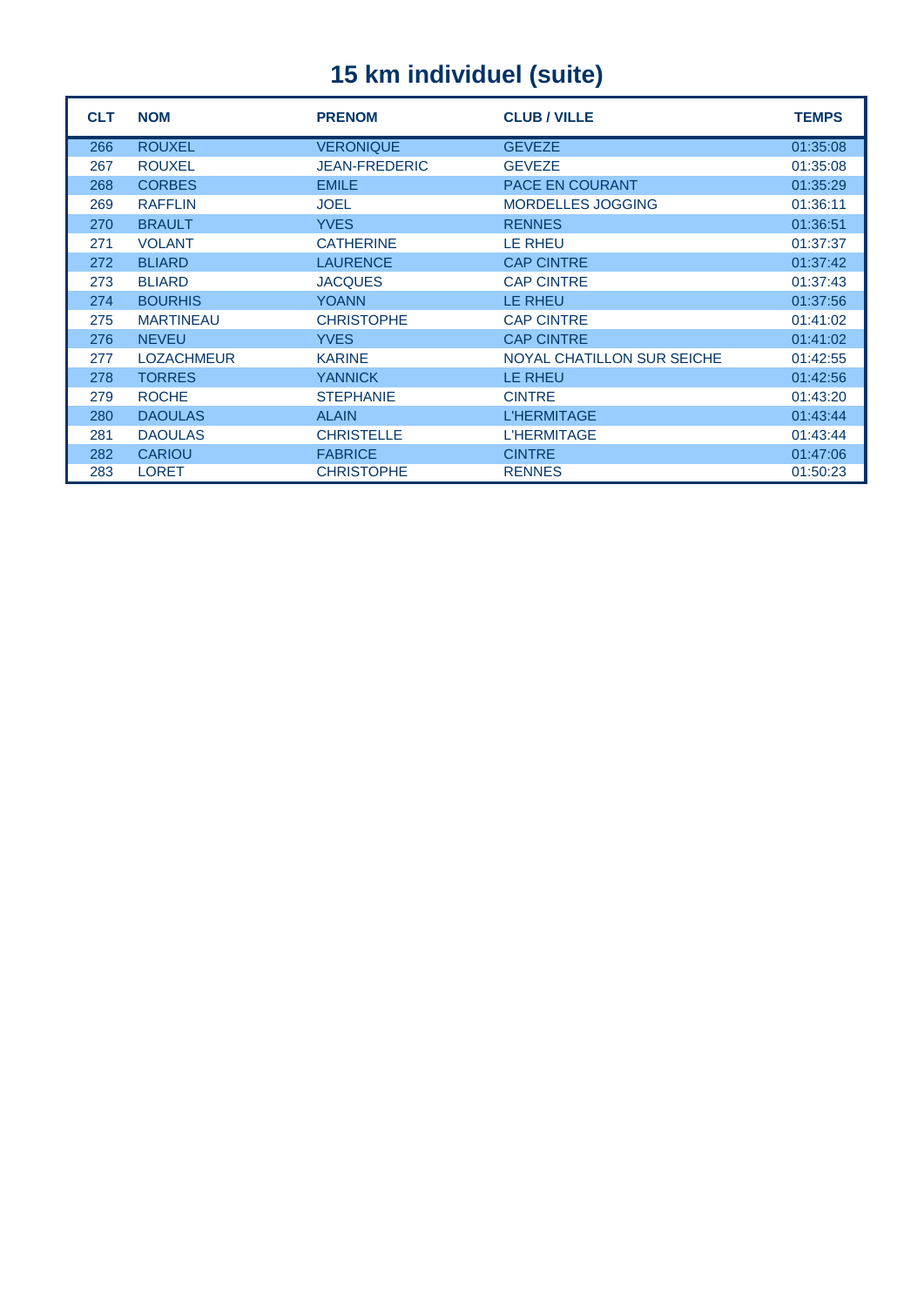# 15 km individuel (suite)

| CLT | NOM | PRENOM | CLUB / VILLE | TEMPS |
|---|---|---|---|---|
| 266 | ROUXEL | VERONIQUE | GEVEZE | 01:35:08 |
| 267 | ROUXEL | JEAN-FREDERIC | GEVEZE | 01:35:08 |
| 268 | CORBES | EMILE | PACE EN COURANT | 01:35:29 |
| 269 | RAFFLIN | JOEL | MORDELLES JOGGING | 01:36:11 |
| 270 | BRAULT | YVES | RENNES | 01:36:51 |
| 271 | VOLANT | CATHERINE | LE RHEU | 01:37:37 |
| 272 | BLIARD | LAURENCE | CAP CINTRE | 01:37:42 |
| 273 | BLIARD | JACQUES | CAP CINTRE | 01:37:43 |
| 274 | BOURHIS | YOANN | LE RHEU | 01:37:56 |
| 275 | MARTINEAU | CHRISTOPHE | CAP CINTRE | 01:41:02 |
| 276 | NEVEU | YVES | CAP CINTRE | 01:41:02 |
| 277 | LOZACHMEUR | KARINE | NOYAL CHATILLON SUR SEICHE | 01:42:55 |
| 278 | TORRES | YANNICK | LE RHEU | 01:42:56 |
| 279 | ROCHE | STEPHANIE | CINTRE | 01:43:20 |
| 280 | DAOULAS | ALAIN | L'HERMITAGE | 01:43:44 |
| 281 | DAOULAS | CHRISTELLE | L'HERMITAGE | 01:43:44 |
| 282 | CARIOU | FABRICE | CINTRE | 01:47:06 |
| 283 | LORET | CHRISTOPHE | RENNES | 01:50:23 |